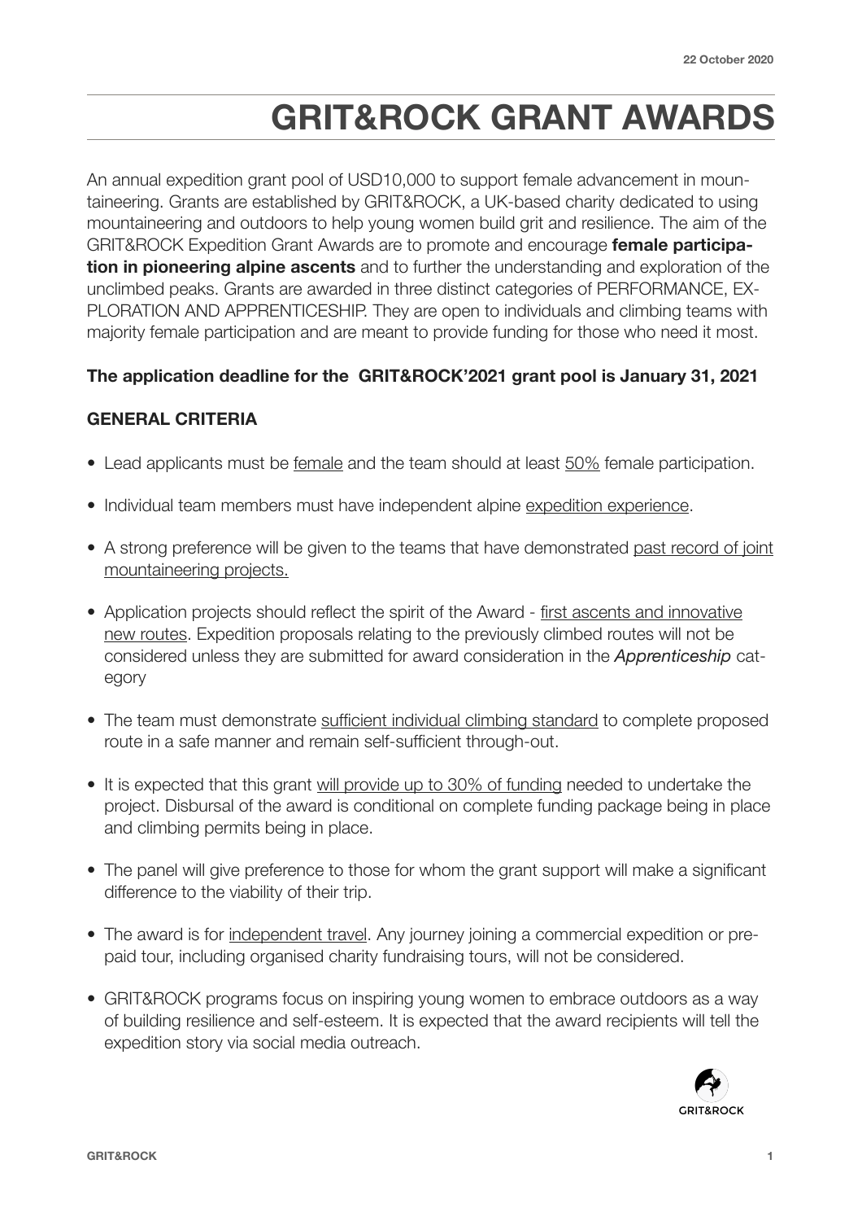22 October 2020

# GRIT&ROCK GRANT AWARDS

An annual expedition grant pool of USD10,000 to support female advancement in mountaineering. Grants are established by GRIT&ROCK, a UK-based charity dedicated to using mountaineering and outdoors to help young women build grit and resilience. The aim of the GRIT&ROCK Expedition Grant Awards are to promote and encourage **female participation in pioneering alpine ascents** and to further the understanding and exploration of the unclimbed peaks. Grants are awarded in three distinct categories of PERFORMANCE, EXPLORATION AND APPRENTICESHIP. They are open to individuals and climbing teams with majority female participation and are meant to provide funding for those who need it most.

**The application deadline for the GRIT&ROCK'2021 grant pool is January 31, 2021**

## GENERAL CRITERIA

- Lead applicants must be female and the team should at least 50% female participation.
- Individual team members must have independent alpine expedition experience.
- A strong preference will be given to the teams that have demonstrated past record of joint mountaineering projects.
- Application projects should reflect the spirit of the Award - first ascents and innovative new routes. Expedition proposals relating to the previously climbed routes will not be considered unless they are submitted for award consideration in the *Apprenticeship* category
- The team must demonstrate sufficient individual climbing standard to complete proposed route in a safe manner and remain self-sufficient through-out.
- It is expected that this grant will provide up to 30% of funding needed to undertake the project. Disbursal of the award is conditional on complete funding package being in place and climbing permits being in place.
- The panel will give preference to those for whom the grant support will make a significant difference to the viability of their trip.
- The award is for independent travel. Any journey joining a commercial expedition or pre-paid tour, including organised charity fundraising tours, will not be considered.
- GRIT&ROCK programs focus on inspiring young women to embrace outdoors as a way of building resilience and self-esteem. It is expected that the award recipients will tell the expedition story via social media outreach.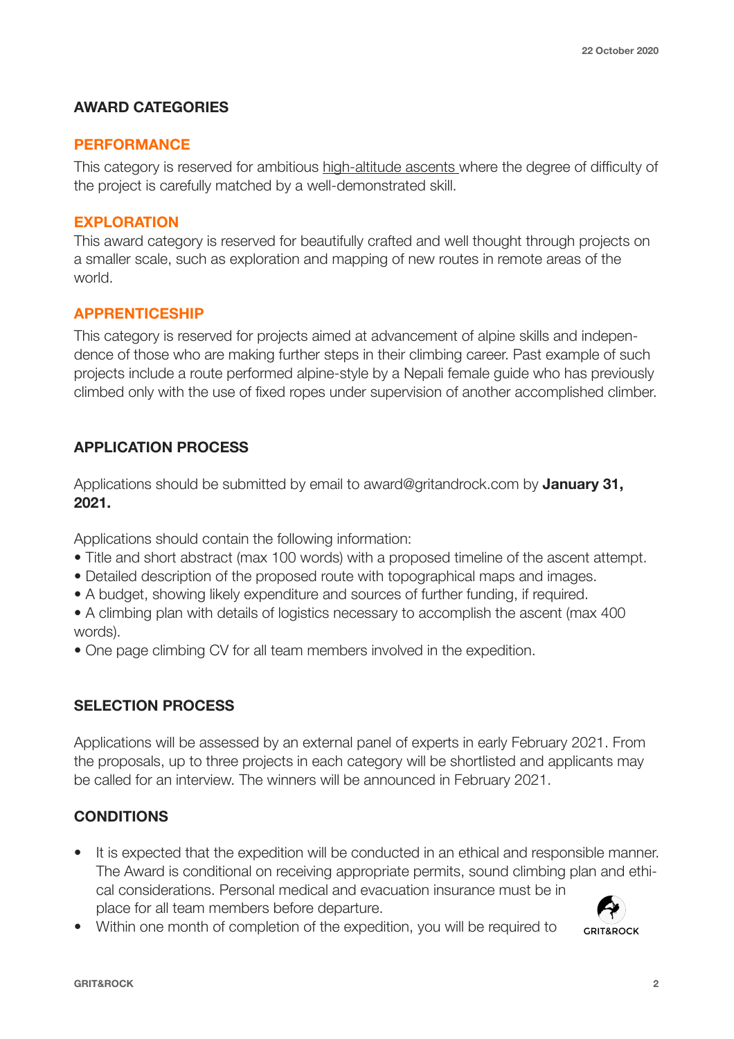## AWARD CATEGORIES

### PERFORMANCE

This category is reserved for ambitious high-altitude ascents where the degree of difficulty of the project is carefully matched by a well-demonstrated skill.

### EXPLORATION

This award category is reserved for beautifully crafted and well thought through projects on a smaller scale, such as exploration and mapping of new routes in remote areas of the world.

### APPRENTICESHIP

This category is reserved for projects aimed at advancement of alpine skills and independence of those who are making further steps in their climbing career. Past example of such projects include a route performed alpine-style by a Nepali female guide who has previously climbed only with the use of fixed ropes under supervision of another accomplished climber.

## APPLICATION PROCESS

Applications should be submitted by email to award@gritandrock.com by **January 31, 2021.**

Applications should contain the following information:

- Title and short abstract (max 100 words) with a proposed timeline of the ascent attempt.
- Detailed description of the proposed route with topographical maps and images.
- A budget, showing likely expenditure and sources of further funding, if required.
- A climbing plan with details of logistics necessary to accomplish the ascent (max 400 words).
- One page climbing CV for all team members involved in the expedition.

## SELECTION PROCESS

Applications will be assessed by an external panel of experts in early February 2021. From the proposals, up to three projects in each category will be shortlisted and applicants may be called for an interview. The winners will be announced in February 2021.

## CONDITIONS

- It is expected that the expedition will be conducted in an ethical and responsible manner. The Award is conditional on receiving appropriate permits, sound climbing plan and ethical considerations. Personal medical and evacuation insurance must be in place for all team members before departure.
- Within one month of completion of the expedition, you will be required to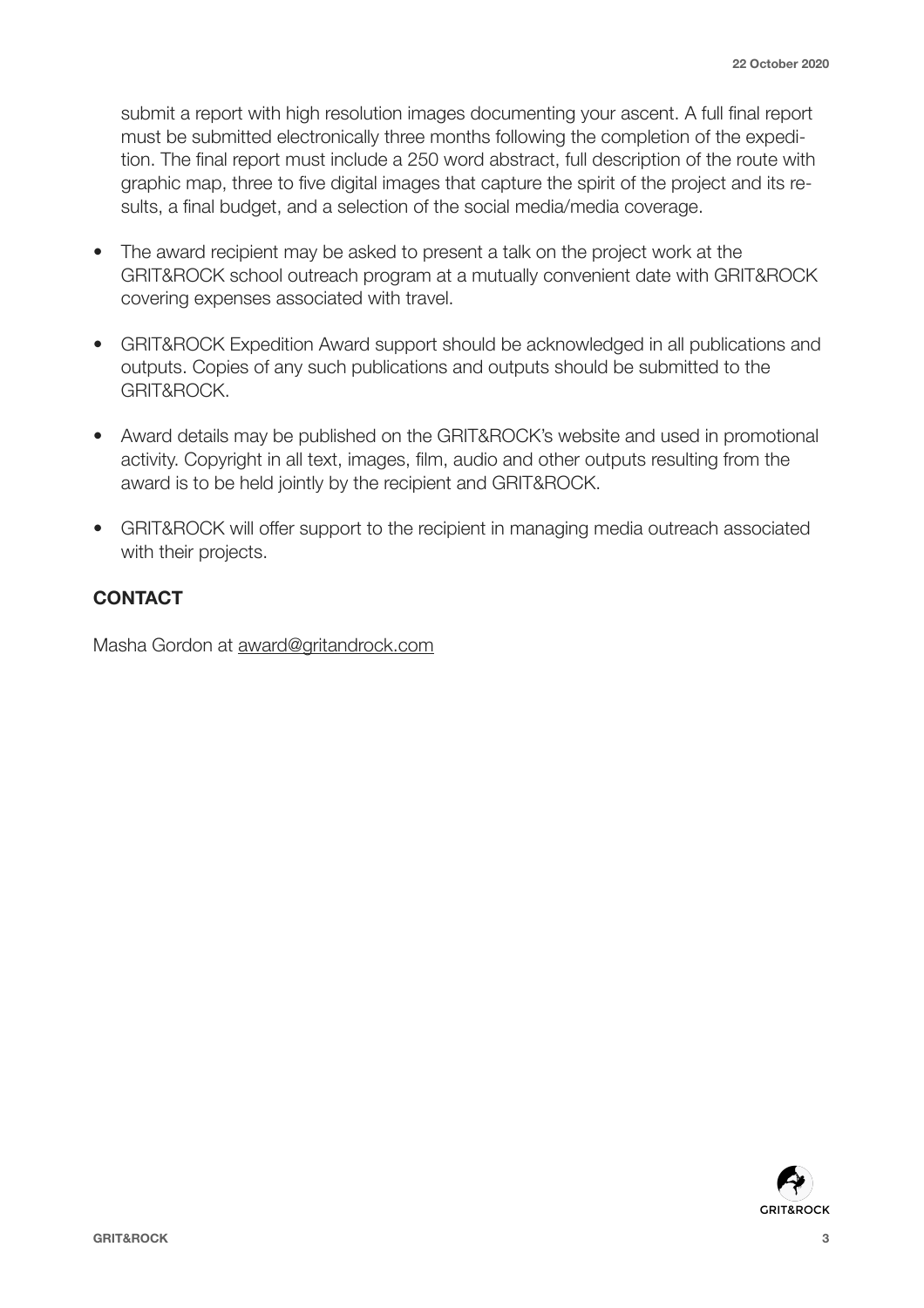submit a report with high resolution images documenting your ascent. A full final report must be submitted electronically three months following the completion of the expedition. The final report must include a 250 word abstract, full description of the route with graphic map, three to five digital images that capture the spirit of the project and its results, a final budget, and a selection of the social media/media coverage.

- The award recipient may be asked to present a talk on the project work at the GRIT&ROCK school outreach program at a mutually convenient date with GRIT&ROCK covering expenses associated with travel.
- GRIT&ROCK Expedition Award support should be acknowledged in all publications and outputs. Copies of any such publications and outputs should be submitted to the GRIT&ROCK.
- Award details may be published on the GRIT&ROCK's website and used in promotional activity. Copyright in all text, images, film, audio and other outputs resulting from the award is to be held jointly by the recipient and GRIT&ROCK.
- GRIT&ROCK will offer support to the recipient in managing media outreach associated with their projects.

## CONTACT

Masha Gordon at award@gritandrock.com